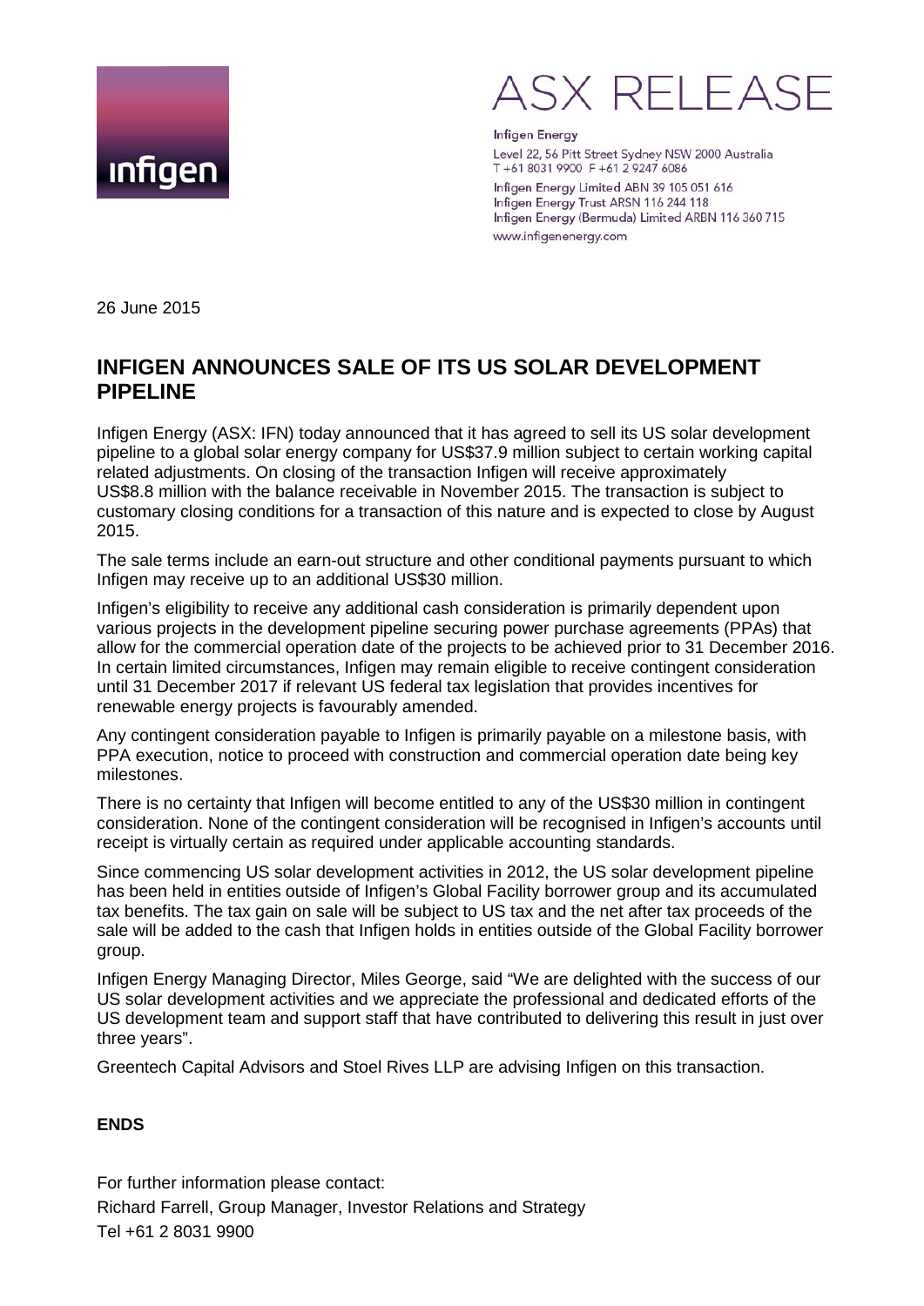# ASX RELEASE

**Infigen Energy**
Level 22, 56 Pitt Street Sydney NSW 2000 Australia
T +61 8031 9900 F +61 2 9247 6086
Infigen Energy Limited ABN 39 105 051 616
Infigen Energy Trust ARSN 116 244 118
Infigen Energy (Bermuda) Limited ARBN 116 360 715
www.infigenenergy.com

26 June 2015

## INFIGEN ANNOUNCES SALE OF ITS US SOLAR DEVELOPMENT PIPELINE

Infigen Energy (ASX: IFN) today announced that it has agreed to sell its US solar development pipeline to a global solar energy company for US$37.9 million subject to certain working capital related adjustments. On closing of the transaction Infigen will receive approximately US$8.8 million with the balance receivable in November 2015. The transaction is subject to customary closing conditions for a transaction of this nature and is expected to close by August 2015.

The sale terms include an earn-out structure and other conditional payments pursuant to which Infigen may receive up to an additional US$30 million.

Infigen's eligibility to receive any additional cash consideration is primarily dependent upon various projects in the development pipeline securing power purchase agreements (PPAs) that allow for the commercial operation date of the projects to be achieved prior to 31 December 2016. In certain limited circumstances, Infigen may remain eligible to receive contingent consideration until 31 December 2017 if relevant US federal tax legislation that provides incentives for renewable energy projects is favourably amended.

Any contingent consideration payable to Infigen is primarily payable on a milestone basis, with PPA execution, notice to proceed with construction and commercial operation date being key milestones.

There is no certainty that Infigen will become entitled to any of the US$30 million in contingent consideration. None of the contingent consideration will be recognised in Infigen's accounts until receipt is virtually certain as required under applicable accounting standards.

Since commencing US solar development activities in 2012, the US solar development pipeline has been held in entities outside of Infigen's Global Facility borrower group and its accumulated tax benefits. The tax gain on sale will be subject to US tax and the net after tax proceeds of the sale will be added to the cash that Infigen holds in entities outside of the Global Facility borrower group.

Infigen Energy Managing Director, Miles George, said "We are delighted with the success of our US solar development activities and we appreciate the professional and dedicated efforts of the US development team and support staff that have contributed to delivering this result in just over three years".

Greentech Capital Advisors and Stoel Rives LLP are advising Infigen on this transaction.

**ENDS**

For further information please contact:
Richard Farrell, Group Manager, Investor Relations and Strategy
Tel +61 2 8031 9900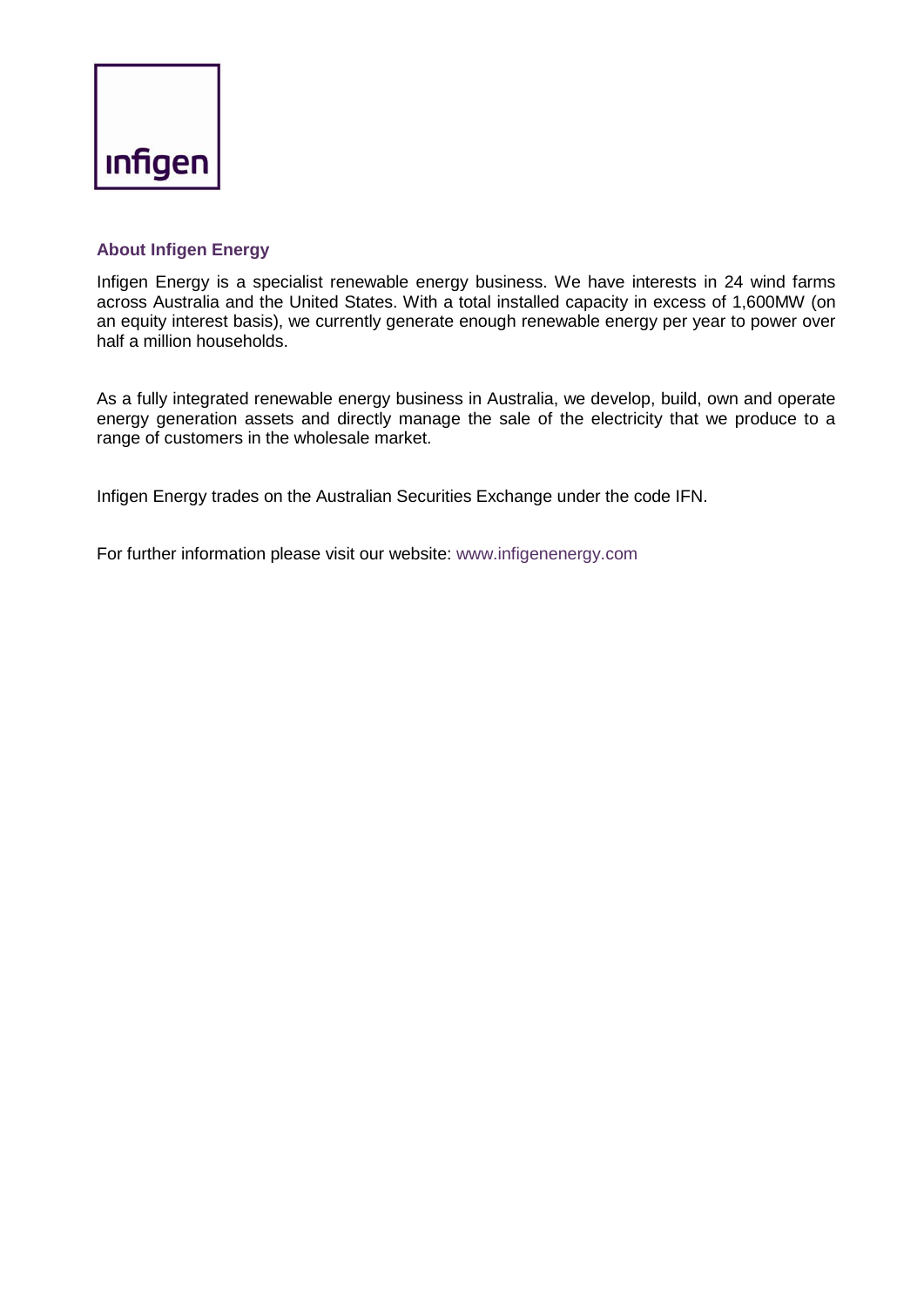infigen

## About Infigen Energy

Infigen Energy is a specialist renewable energy business. We have interests in 24 wind farms across Australia and the United States. With a total installed capacity in excess of 1,600MW (on an equity interest basis), we currently generate enough renewable energy per year to power over half a million households.

As a fully integrated renewable energy business in Australia, we develop, build, own and operate energy generation assets and directly manage the sale of the electricity that we produce to a range of customers in the wholesale market.

Infigen Energy trades on the Australian Securities Exchange under the code IFN.

For further information please visit our website: www.infigenenergy.com